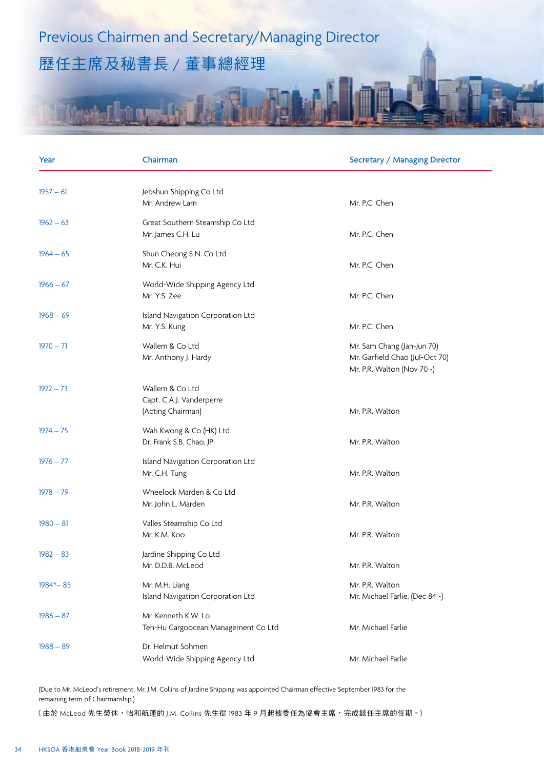# Previous Chairmen and Secretary/Managing Director

# 歷任主席及秘書長 / 董事總經理

| Year | Chairman | Secretary / Managing Director |
|---|---|---|
| 1957 – 61 | Jebshun Shipping Co Ltd<br>Mr. Andrew Lam | Mr. P.C. Chen |
| 1962 – 63 | Great Southern Steamship Co Ltd<br>Mr. James C.H. Lu | Mr. P.C. Chen |
| 1964 – 65 | Shun Cheong S.N. Co Ltd<br>Mr. C.K. Hui | Mr. P.C. Chen |
| 1966 – 67 | World-Wide Shipping Agency Ltd<br>Mr. Y.S. Zee | Mr. P.C. Chen |
| 1968 – 69 | Island Navigation Corporation Ltd<br>Mr. Y.S. Kung | Mr. P.C. Chen |
| 1970 – 71 | Wallem & Co Ltd<br>Mr. Anthony J. Hardy | Mr. Sam Chang (Jan-Jun 70)<br>Mr. Garfield Chao (Jul-Oct 70)<br>Mr. P.R. Walton (Nov 70 -) |
| 1972 – 73 | Wallem & Co Ltd<br>Capt. C.A.J. Vanderperre<br>(Acting Chairman) | Mr. P.R. Walton |
| 1974 – 75 | Wah Kwong & Co (HK) Ltd<br>Dr. Frank S.B. Chao, JP | Mr. P.R. Walton |
| 1976 – 77 | Island Navigation Corporation Ltd<br>Mr. C.H. Tung | Mr. P.R. Walton |
| 1978 – 79 | Wheelock Marden & Co Ltd<br>Mr. John L. Marden | Mr. P.R. Walton |
| 1980 – 81 | Valles Steamship Co Ltd<br>Mr. K.M. Koo | Mr. P.R. Walton |
| 1982 – 83 | Jardine Shipping Co Ltd<br>Mr. D.D.B. McLeod | Mr. P.R. Walton |
| 1984*– 85 | Mr. M.H. Liang<br>Island Navigation Corporation Ltd | Mr. P.R. Walton<br>Mr. Michael Farlie, (Dec 84 -) |
| 1986 – 87 | Mr. Kenneth K.W. Lo<br>Teh-Hu Cargoocean Management Co Ltd | Mr. Michael Farlie |
| 1988 – 89 | Dr. Helmut Sohmen<br>World-Wide Shipping Agency Ltd | Mr. Michael Farlie |

(Due to Mr. McLeod's retirement, Mr. J.M. Collins of Jardine Shipping was appointed Chairman effective September 1983 for the remaining term of Chairmanship.)

（由於 McLeod 先生榮休，怡和航運的 J.M. Collins 先生從 1983 年 9 月起被委任為協會主席，完成該任主席的任期。）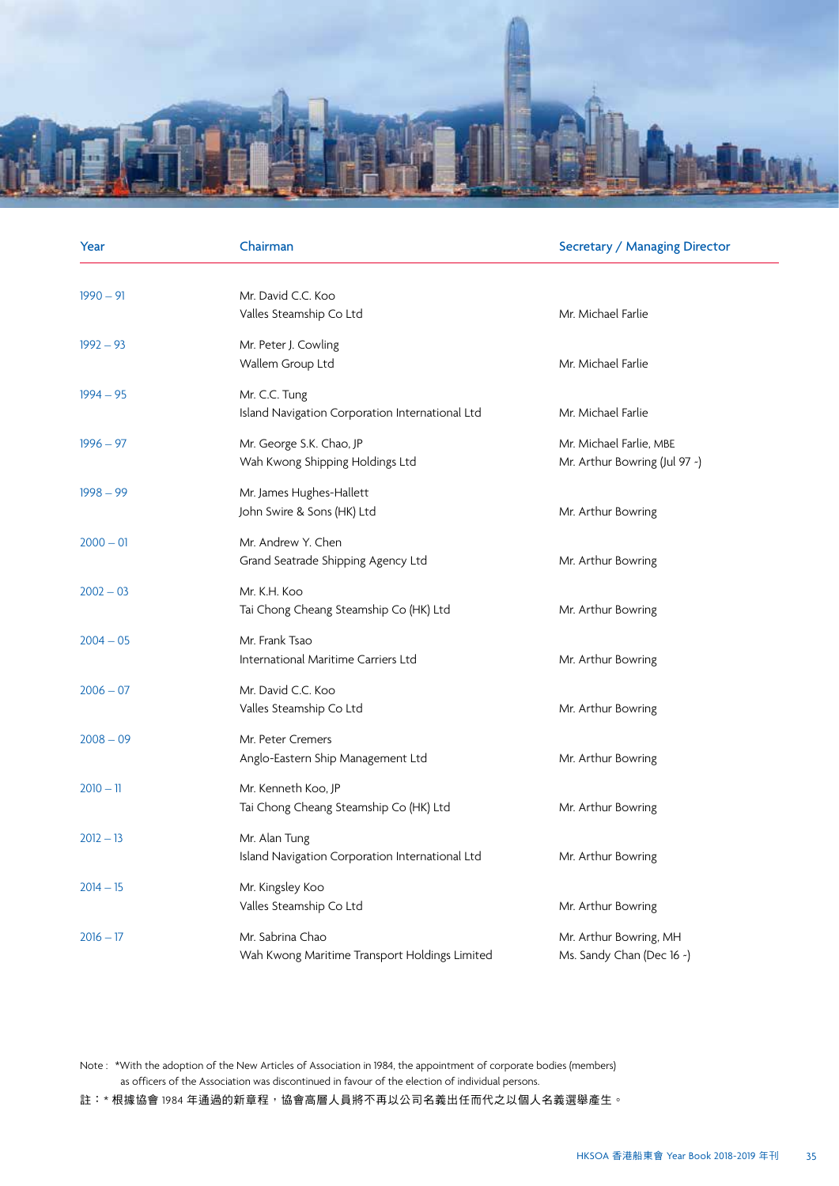| Year | Chairman | Secretary / Managing Director |
| --- | --- | --- |
| 1990 – 91 | Mr. David C.C. Koo<br>Valles Steamship Co Ltd | Mr. Michael Farlie |
| 1992 – 93 | Mr. Peter J. Cowling<br>Wallem Group Ltd | Mr. Michael Farlie |
| 1994 – 95 | Mr. C.C. Tung<br>Island Navigation Corporation International Ltd | Mr. Michael Farlie |
| 1996 – 97 | Mr. George S.K. Chao, JP<br>Wah Kwong Shipping Holdings Ltd | Mr. Michael Farlie, MBE<br>Mr. Arthur Bowring (Jul 97 -) |
| 1998 – 99 | Mr. James Hughes-Hallett<br>John Swire & Sons (HK) Ltd | Mr. Arthur Bowring |
| 2000 – 01 | Mr. Andrew Y. Chen<br>Grand Seatrade Shipping Agency Ltd | Mr. Arthur Bowring |
| 2002 – 03 | Mr. K.H. Koo<br>Tai Chong Cheang Steamship Co (HK) Ltd | Mr. Arthur Bowring |
| 2004 – 05 | Mr. Frank Tsao<br>International Maritime Carriers Ltd | Mr. Arthur Bowring |
| 2006 – 07 | Mr. David C.C. Koo<br>Valles Steamship Co Ltd | Mr. Arthur Bowring |
| 2008 – 09 | Mr. Peter Cremers<br>Anglo-Eastern Ship Management Ltd | Mr. Arthur Bowring |
| 2010 – 11 | Mr. Kenneth Koo, JP<br>Tai Chong Cheang Steamship Co (HK) Ltd | Mr. Arthur Bowring |
| 2012 – 13 | Mr. Alan Tung<br>Island Navigation Corporation International Ltd | Mr. Arthur Bowring |
| 2014 – 15 | Mr. Kingsley Koo<br>Valles Steamship Co Ltd | Mr. Arthur Bowring |
| 2016 – 17 | Mr. Sabrina Chao<br>Wah Kwong Maritime Transport Holdings Limited | Mr. Arthur Bowring, MH<br>Ms. Sandy Chan (Dec 16 -) |

Note : *With the adoption of the New Articles of Association in 1984, the appointment of corporate bodies (members) as officers of the Association was discontinued in favour of the election of individual persons.

註：* 根據協會 1984 年通過的新章程，協會高層人員將不再以公司名義出任而代之以個人名義選舉產生。